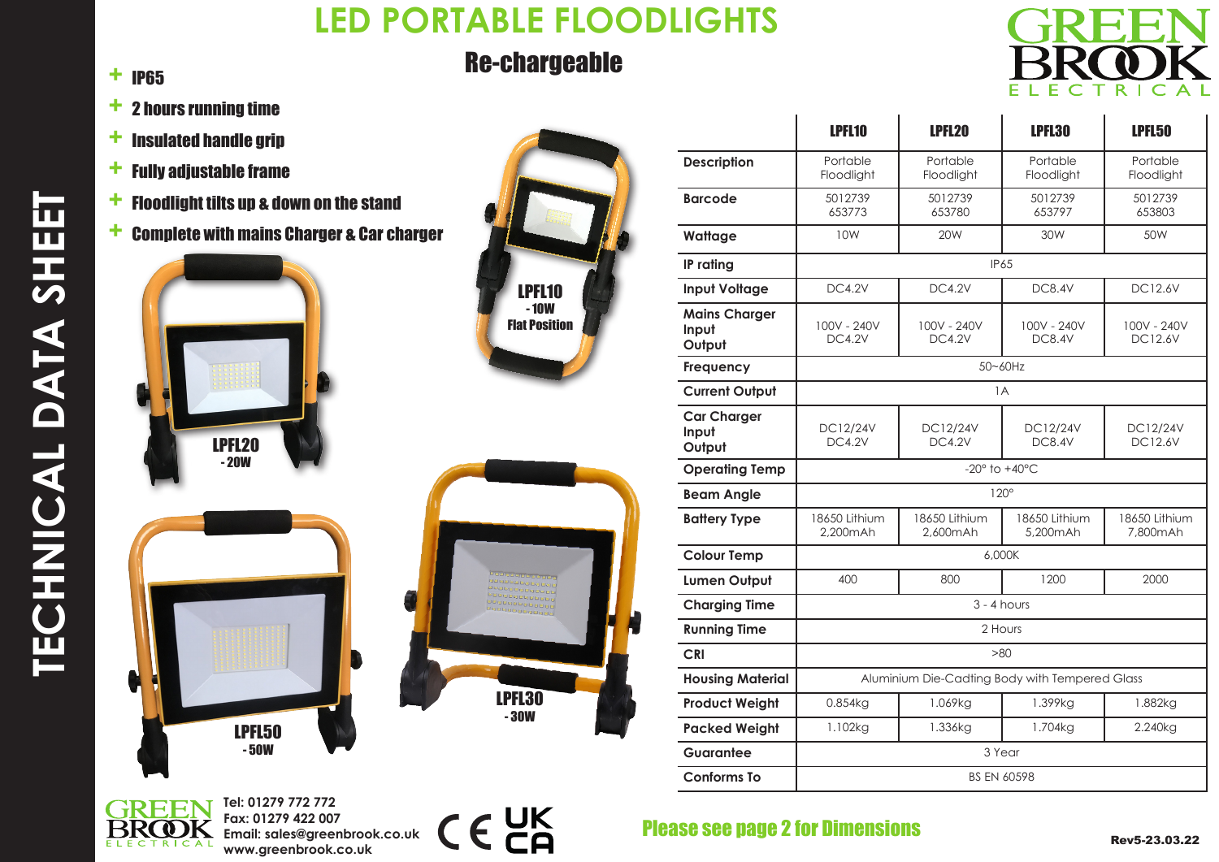# LED PORTABLE FLOODLIGHTS

## Re-chargeable

TECHNICAL DATA SHEET

- IP65
- 2 hours running time
- Insulated handle grip
- Fully adjustable frame
- Floodlight tilts up & down on the stand
- Complete with mains Charger & Car charger

LPFL10 - 10W Flat Position

LPFL20 - 20W

LPFL30 - 30W

LPFL50 - 50W

| | LPFL10 | LPFL20 | LPFL30 | LPFL50 |
|---|---|---|---|---|
| Description | Portable Floodlight | Portable Floodlight | Portable Floodlight | Portable Floodlight |
| Barcode | 5012739 653773 | 5012739 653780 | 5012739 653797 | 5012739 653803 |
| Wattage | 10W | 20W | 30W | 50W |
| IP rating | IP65 | | | |
| Input Voltage | DC4.2V | DC4.2V | DC8.4V | DC12.6V |
| Mains Charger Input Output | 100V - 240V DC4.2V | 100V - 240V DC4.2V | 100V - 240V DC8.4V | 100V - 240V DC12.6V |
| Frequency | 50~60Hz | | | |
| Current Output | 1A | | | |
| Car Charger Input Output | DC12/24V DC4.2V | DC12/24V DC4.2V | DC12/24V DC8.4V | DC12/24V DC12.6V |
| Operating Temp | -20° to +40°C | | | |
| Beam Angle | 120° | | | |
| Battery Type | 18650 Lithium 2,200mAh | 18650 Lithium 2,600mAh | 18650 Lithium 5,200mAh | 18650 Lithium 7,800mAh |
| Colour Temp | 6,000K | | | |
| Lumen Output | 400 | 800 | 1200 | 2000 |
| Charging Time | 3 - 4 hours | | | |
| Running Time | 2 Hours | | | |
| CRI | >80 | | | |
| Housing Material | Aluminium Die-Cadting Body with Tempered Glass | | | |
| Product Weight | 0.854kg | 1.069kg | 1.399kg | 1.882kg |
| Packed Weight | 1.102kg | 1.336kg | 1.704kg | 2.240kg |
| Guarantee | 3 Year | | | |
| Conforms To | BS EN 60598 | | | |

GREEN BROOK ELECTRICAL

Tel: 01279 772 772
Fax: 01279 422 007
Email: sales@greenbrook.co.uk
www.greenbrook.co.uk

CE UKCA

**Please see page 2 for Dimensions**

Rev5-23.03.22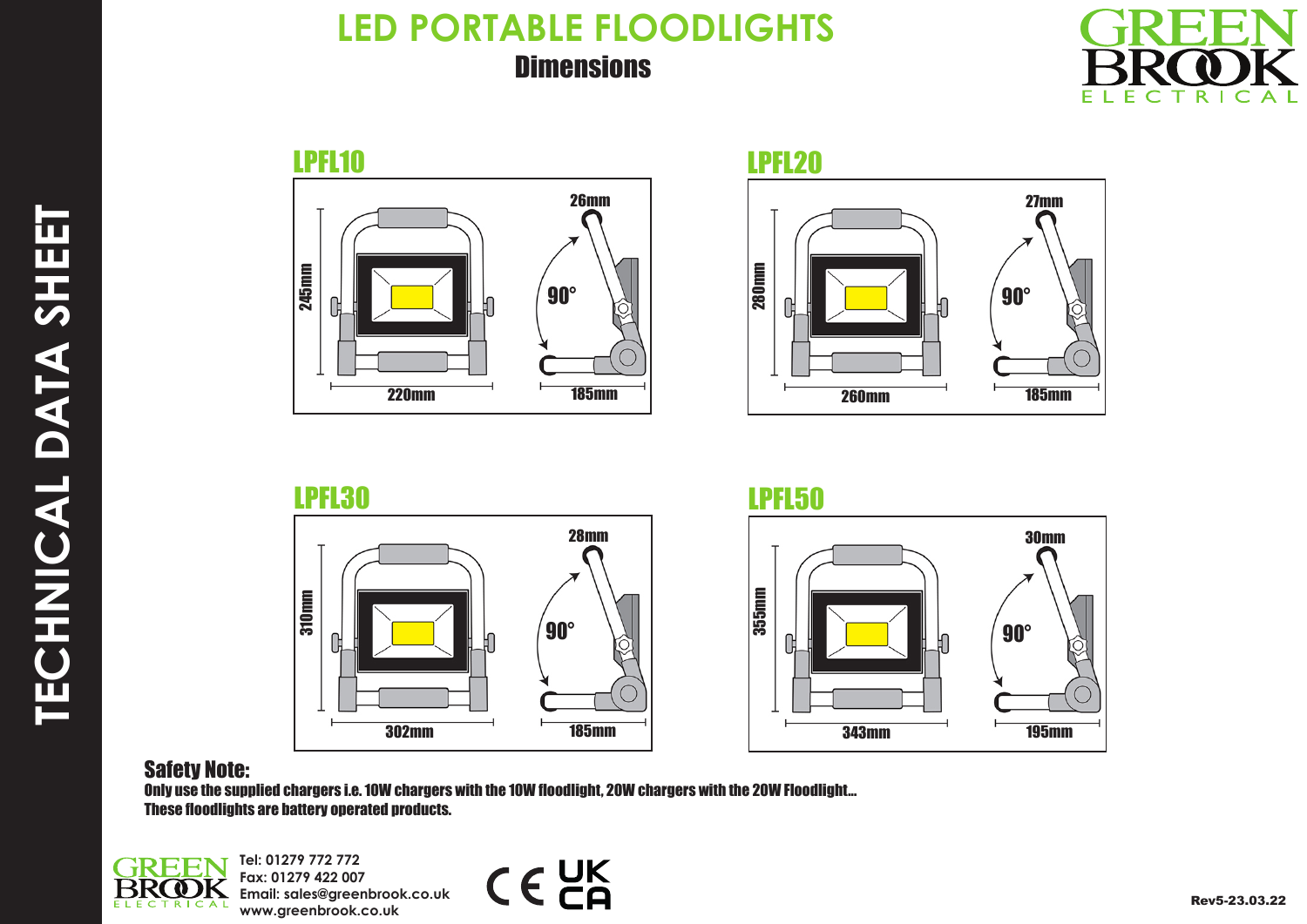# LED PORTABLE FLOODLIGHTS

## Dimensions

GREEN BROOK ELECTRICAL

TECHNICAL DATA SHEET

### LPFL10

245mm

220mm

26mm

90°

185mm

### LPFL20

280mm

260mm

27mm

90°

185mm

### LPFL30

310mm

302mm

28mm

90°

185mm

### LPFL50

355mm

343mm

30mm

90°

195mm

**Safety Note:**

**Only use the supplied chargers i.e. 10W chargers with the 10W floodlight, 20W chargers with the 20W Floodlight...**
**These floodlights are battery operated products.**

GREEN BROOK ELECTRICAL

Tel: 01279 772 772
Fax: 01279 422 007
Email: sales@greenbrook.co.uk
www.greenbrook.co.uk

CE UK CA

Rev5-23.03.22